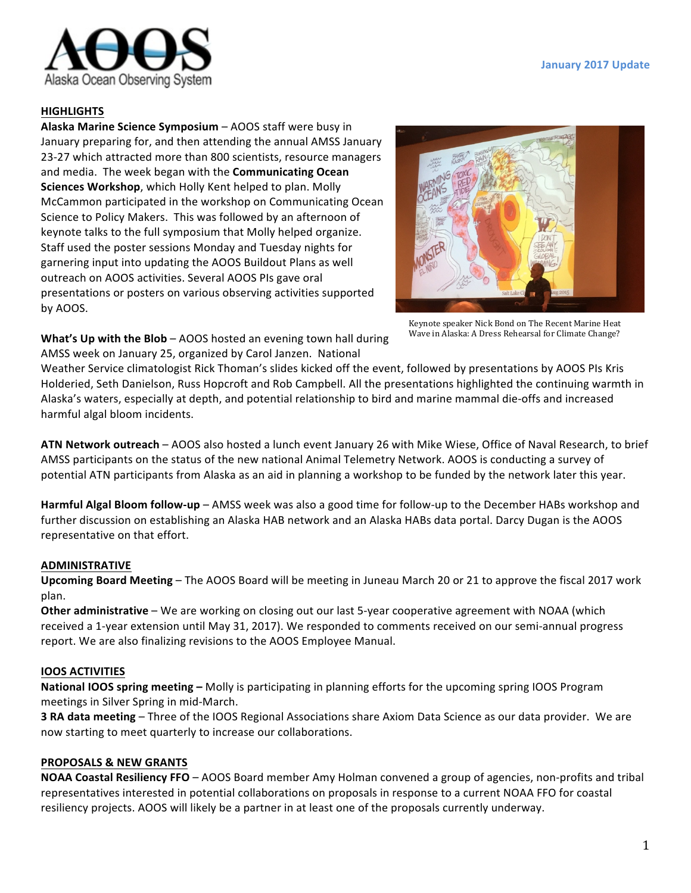January 2017 Update

## HIGHLIGHTS

**Alaska Marine Science Symposium** – AOOS staff were busy in January preparing for, and then attending the annual AMSS January 23-27 which attracted more than 800 scientists, resource managers and media. The week began with the **Communicating Ocean Sciences Workshop**, which Holly Kent helped to plan. Molly McCammon participated in the workshop on Communicating Ocean Science to Policy Makers. This was followed by an afternoon of keynote talks to the full symposium that Molly helped organize. Staff used the poster sessions Monday and Tuesday nights for garnering input into updating the AOOS Buildout Plans as well outreach on AOOS activities. Several AOOS PIs gave oral presentations or posters on various observing activities supported by AOOS.

Keynote speaker Nick Bond on The Recent Marine Heat Wave in Alaska: A Dress Rehearsal for Climate Change?

**What's Up with the Blob** – AOOS hosted an evening town hall during AMSS week on January 25, organized by Carol Janzen. National Weather Service climatologist Rick Thoman's slides kicked off the event, followed by presentations by AOOS PIs Kris Holderied, Seth Danielson, Russ Hopcroft and Rob Campbell. All the presentations highlighted the continuing warmth in Alaska's waters, especially at depth, and potential relationship to bird and marine mammal die-offs and increased harmful algal bloom incidents.

**ATN Network outreach** – AOOS also hosted a lunch event January 26 with Mike Wiese, Office of Naval Research, to brief AMSS participants on the status of the new national Animal Telemetry Network. AOOS is conducting a survey of potential ATN participants from Alaska as an aid in planning a workshop to be funded by the network later this year.

**Harmful Algal Bloom follow-up** – AMSS week was also a good time for follow-up to the December HABs workshop and further discussion on establishing an Alaska HAB network and an Alaska HABs data portal. Darcy Dugan is the AOOS representative on that effort.

## ADMINISTRATIVE

**Upcoming Board Meeting** – The AOOS Board will be meeting in Juneau March 20 or 21 to approve the fiscal 2017 work plan.

**Other administrative** – We are working on closing out our last 5-year cooperative agreement with NOAA (which received a 1-year extension until May 31, 2017). We responded to comments received on our semi-annual progress report. We are also finalizing revisions to the AOOS Employee Manual.

## IOOS ACTIVITIES

**National IOOS spring meeting –** Molly is participating in planning efforts for the upcoming spring IOOS Program meetings in Silver Spring in mid-March.

**3 RA data meeting** – Three of the IOOS Regional Associations share Axiom Data Science as our data provider. We are now starting to meet quarterly to increase our collaborations.

## PROPOSALS & NEW GRANTS

**NOAA Coastal Resiliency FFO** – AOOS Board member Amy Holman convened a group of agencies, non-profits and tribal representatives interested in potential collaborations on proposals in response to a current NOAA FFO for coastal resiliency projects. AOOS will likely be a partner in at least one of the proposals currently underway.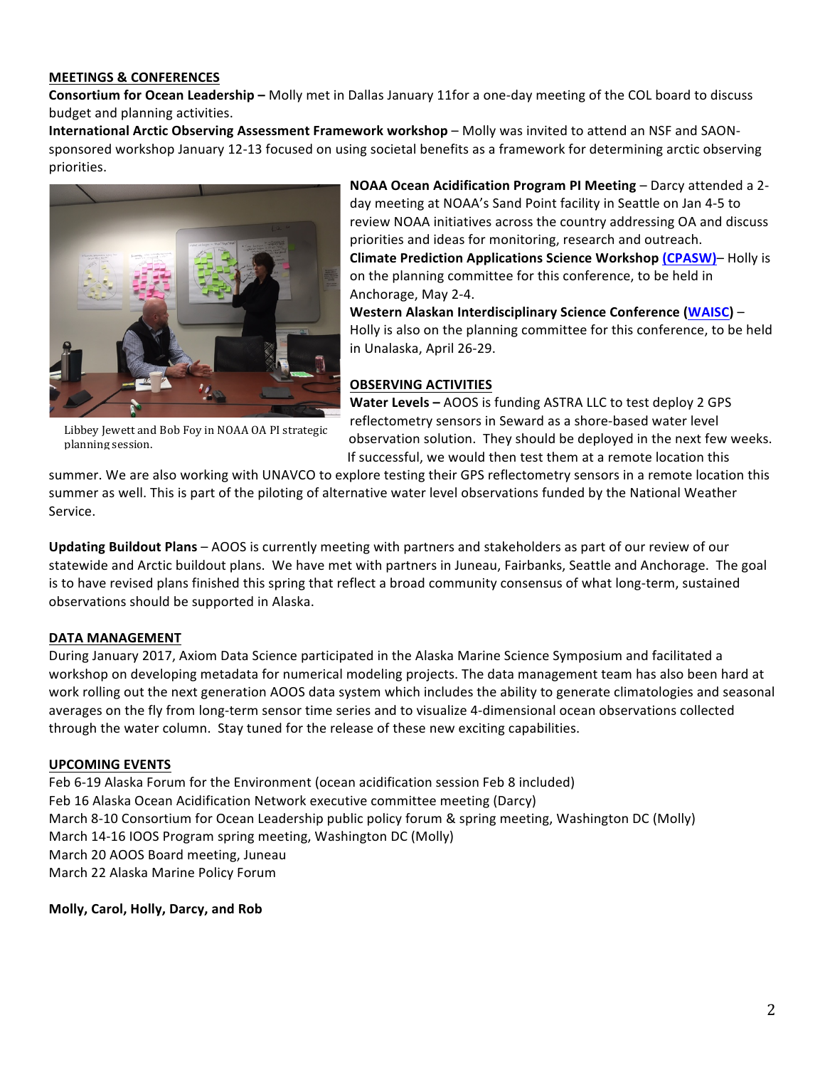## MEETINGS & CONFERENCES

**Consortium for Ocean Leadership –** Molly met in Dallas January 11for a one-day meeting of the COL board to discuss budget and planning activities.

**International Arctic Observing Assessment Framework workshop** – Molly was invited to attend an NSF and SAON-sponsored workshop January 12-13 focused on using societal benefits as a framework for determining arctic observing priorities.

Libbey Jewett and Bob Foy in NOAA OA PI strategic planning session.

**NOAA Ocean Acidification Program PI Meeting** – Darcy attended a 2-day meeting at NOAA's Sand Point facility in Seattle on Jan 4-5 to review NOAA initiatives across the country addressing OA and discuss priorities and ideas for monitoring, research and outreach.

**Climate Prediction Applications Science Workshop (CPASW)**– Holly is on the planning committee for this conference, to be held in Anchorage, May 2-4.

**Western Alaskan Interdisciplinary Science Conference (WAISC)** – Holly is also on the planning committee for this conference, to be held in Unalaska, April 26-29.

## OBSERVING ACTIVITIES

**Water Levels –** AOOS is funding ASTRA LLC to test deploy 2 GPS reflectometry sensors in Seward as a shore-based water level observation solution. They should be deployed in the next few weeks. If successful, we would then test them at a remote location this summer. We are also working with UNAVCO to explore testing their GPS reflectometry sensors in a remote location this summer as well. This is part of the piloting of alternative water level observations funded by the National Weather Service.

**Updating Buildout Plans** – AOOS is currently meeting with partners and stakeholders as part of our review of our statewide and Arctic buildout plans. We have met with partners in Juneau, Fairbanks, Seattle and Anchorage. The goal is to have revised plans finished this spring that reflect a broad community consensus of what long-term, sustained observations should be supported in Alaska.

## DATA MANAGEMENT

During January 2017, Axiom Data Science participated in the Alaska Marine Science Symposium and facilitated a workshop on developing metadata for numerical modeling projects. The data management team has also been hard at work rolling out the next generation AOOS data system which includes the ability to generate climatologies and seasonal averages on the fly from long-term sensor time series and to visualize 4-dimensional ocean observations collected through the water column. Stay tuned for the release of these new exciting capabilities.

## UPCOMING EVENTS

Feb 6-19 Alaska Forum for the Environment (ocean acidification session Feb 8 included)
Feb 16 Alaska Ocean Acidification Network executive committee meeting (Darcy)
March 8-10 Consortium for Ocean Leadership public policy forum & spring meeting, Washington DC (Molly)
March 14-16 IOOS Program spring meeting, Washington DC (Molly)
March 20 AOOS Board meeting, Juneau
March 22 Alaska Marine Policy Forum

**Molly, Carol, Holly, Darcy, and Rob**